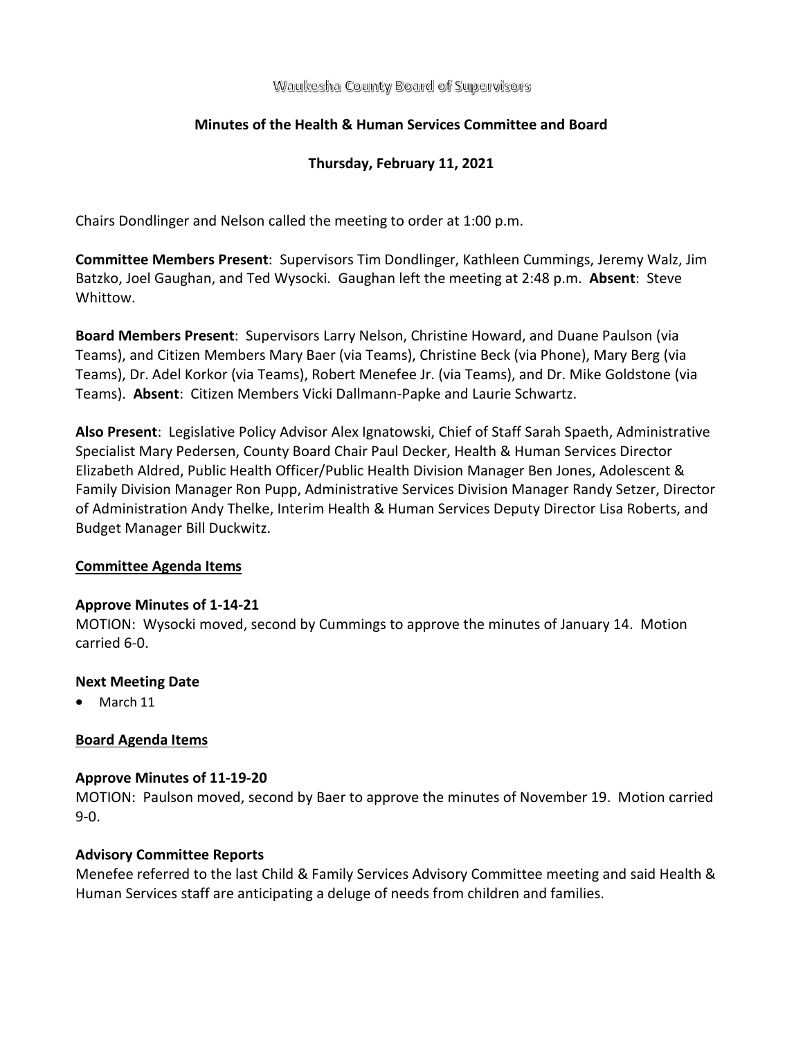Waukesha County Board of Supervisors

## Minutes of the Health & Human Services Committee and Board

### Thursday, February 11, 2021

Chairs Dondlinger and Nelson called the meeting to order at 1:00 p.m.

**Committee Members Present**: Supervisors Tim Dondlinger, Kathleen Cummings, Jeremy Walz, Jim Batzko, Joel Gaughan, and Ted Wysocki. Gaughan left the meeting at 2:48 p.m. **Absent**: Steve Whittow.

**Board Members Present**: Supervisors Larry Nelson, Christine Howard, and Duane Paulson (via Teams), and Citizen Members Mary Baer (via Teams), Christine Beck (via Phone), Mary Berg (via Teams), Dr. Adel Korkor (via Teams), Robert Menefee Jr. (via Teams), and Dr. Mike Goldstone (via Teams). **Absent**: Citizen Members Vicki Dallmann-Papke and Laurie Schwartz.

**Also Present**: Legislative Policy Advisor Alex Ignatowski, Chief of Staff Sarah Spaeth, Administrative Specialist Mary Pedersen, County Board Chair Paul Decker, Health & Human Services Director Elizabeth Aldred, Public Health Officer/Public Health Division Manager Ben Jones, Adolescent & Family Division Manager Ron Pupp, Administrative Services Division Manager Randy Setzer, Director of Administration Andy Thelke, Interim Health & Human Services Deputy Director Lisa Roberts, and Budget Manager Bill Duckwitz.

**<u>Committee Agenda Items</u>**

**Approve Minutes of 1-14-21**

MOTION: Wysocki moved, second by Cummings to approve the minutes of January 14. Motion carried 6-0.

**Next Meeting Date**

- March 11

**<u>Board Agenda Items</u>**

**Approve Minutes of 11-19-20**

MOTION: Paulson moved, second by Baer to approve the minutes of November 19. Motion carried 9-0.

**Advisory Committee Reports**

Menefee referred to the last Child & Family Services Advisory Committee meeting and said Health & Human Services staff are anticipating a deluge of needs from children and families.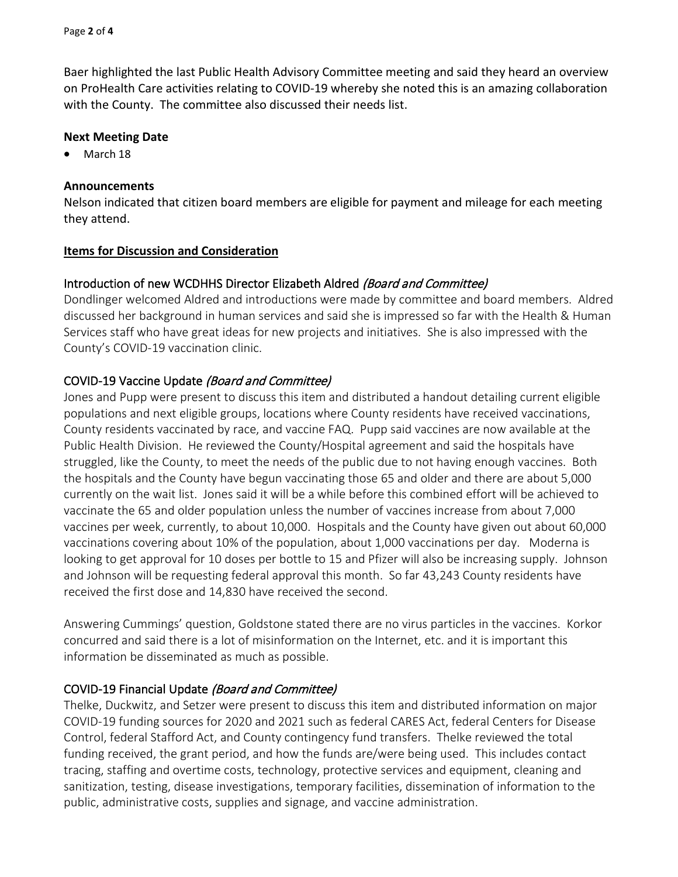Baer highlighted the last Public Health Advisory Committee meeting and said they heard an overview on ProHealth Care activities relating to COVID-19 whereby she noted this is an amazing collaboration with the County. The committee also discussed their needs list.

**Next Meeting Date**

- March 18

**Announcements**

Nelson indicated that citizen board members are eligible for payment and mileage for each meeting they attend.

**Items for Discussion and Consideration**

### Introduction of new WCDHHS Director Elizabeth Aldred *(Board and Committee)*

Dondlinger welcomed Aldred and introductions were made by committee and board members. Aldred discussed her background in human services and said she is impressed so far with the Health & Human Services staff who have great ideas for new projects and initiatives. She is also impressed with the County's COVID-19 vaccination clinic.

### COVID-19 Vaccine Update *(Board and Committee)*

Jones and Pupp were present to discuss this item and distributed a handout detailing current eligible populations and next eligible groups, locations where County residents have received vaccinations, County residents vaccinated by race, and vaccine FAQ. Pupp said vaccines are now available at the Public Health Division. He reviewed the County/Hospital agreement and said the hospitals have struggled, like the County, to meet the needs of the public due to not having enough vaccines. Both the hospitals and the County have begun vaccinating those 65 and older and there are about 5,000 currently on the wait list. Jones said it will be a while before this combined effort will be achieved to vaccinate the 65 and older population unless the number of vaccines increase from about 7,000 vaccines per week, currently, to about 10,000. Hospitals and the County have given out about 60,000 vaccinations covering about 10% of the population, about 1,000 vaccinations per day. Moderna is looking to get approval for 10 doses per bottle to 15 and Pfizer will also be increasing supply. Johnson and Johnson will be requesting federal approval this month. So far 43,243 County residents have received the first dose and 14,830 have received the second.

Answering Cummings' question, Goldstone stated there are no virus particles in the vaccines. Korkor concurred and said there is a lot of misinformation on the Internet, etc. and it is important this information be disseminated as much as possible.

### COVID-19 Financial Update *(Board and Committee)*

Thelke, Duckwitz, and Setzer were present to discuss this item and distributed information on major COVID-19 funding sources for 2020 and 2021 such as federal CARES Act, federal Centers for Disease Control, federal Stafford Act, and County contingency fund transfers. Thelke reviewed the total funding received, the grant period, and how the funds are/were being used. This includes contact tracing, staffing and overtime costs, technology, protective services and equipment, cleaning and sanitization, testing, disease investigations, temporary facilities, dissemination of information to the public, administrative costs, supplies and signage, and vaccine administration.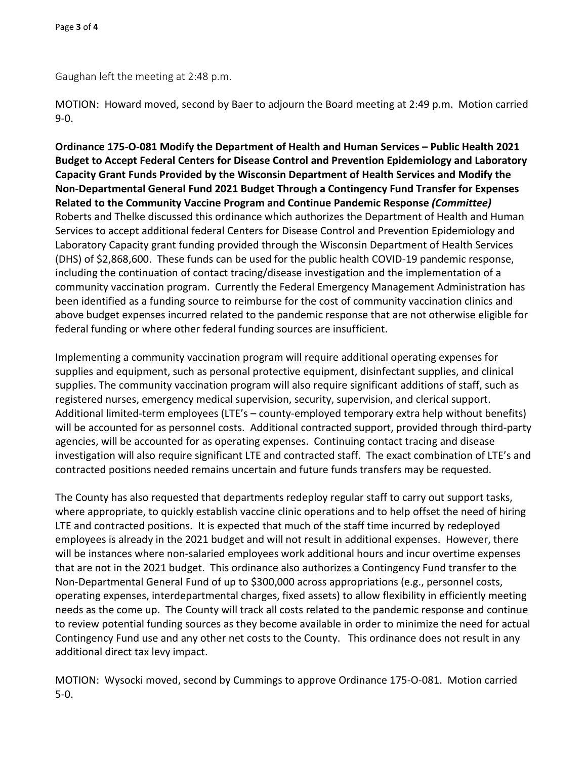Gaughan left the meeting at 2:48 p.m.

MOTION: Howard moved, second by Baer to adjourn the Board meeting at 2:49 p.m. Motion carried 9-0.

**Ordinance 175-O-081 Modify the Department of Health and Human Services – Public Health 2021 Budget to Accept Federal Centers for Disease Control and Prevention Epidemiology and Laboratory Capacity Grant Funds Provided by the Wisconsin Department of Health Services and Modify the Non-Departmental General Fund 2021 Budget Through a Contingency Fund Transfer for Expenses Related to the Community Vaccine Program and Continue Pandemic Response *(Committee)***
Roberts and Thelke discussed this ordinance which authorizes the Department of Health and Human Services to accept additional federal Centers for Disease Control and Prevention Epidemiology and Laboratory Capacity grant funding provided through the Wisconsin Department of Health Services (DHS) of $2,868,600. These funds can be used for the public health COVID-19 pandemic response, including the continuation of contact tracing/disease investigation and the implementation of a community vaccination program. Currently the Federal Emergency Management Administration has been identified as a funding source to reimburse for the cost of community vaccination clinics and above budget expenses incurred related to the pandemic response that are not otherwise eligible for federal funding or where other federal funding sources are insufficient.

Implementing a community vaccination program will require additional operating expenses for supplies and equipment, such as personal protective equipment, disinfectant supplies, and clinical supplies. The community vaccination program will also require significant additions of staff, such as registered nurses, emergency medical supervision, security, supervision, and clerical support. Additional limited-term employees (LTE's – county-employed temporary extra help without benefits) will be accounted for as personnel costs. Additional contracted support, provided through third-party agencies, will be accounted for as operating expenses. Continuing contact tracing and disease investigation will also require significant LTE and contracted staff. The exact combination of LTE's and contracted positions needed remains uncertain and future funds transfers may be requested.

The County has also requested that departments redeploy regular staff to carry out support tasks, where appropriate, to quickly establish vaccine clinic operations and to help offset the need of hiring LTE and contracted positions. It is expected that much of the staff time incurred by redeployed employees is already in the 2021 budget and will not result in additional expenses. However, there will be instances where non-salaried employees work additional hours and incur overtime expenses that are not in the 2021 budget. This ordinance also authorizes a Contingency Fund transfer to the Non-Departmental General Fund of up to $300,000 across appropriations (e.g., personnel costs, operating expenses, interdepartmental charges, fixed assets) to allow flexibility in efficiently meeting needs as the come up. The County will track all costs related to the pandemic response and continue to review potential funding sources as they become available in order to minimize the need for actual Contingency Fund use and any other net costs to the County. This ordinance does not result in any additional direct tax levy impact.

MOTION: Wysocki moved, second by Cummings to approve Ordinance 175-O-081. Motion carried 5-0.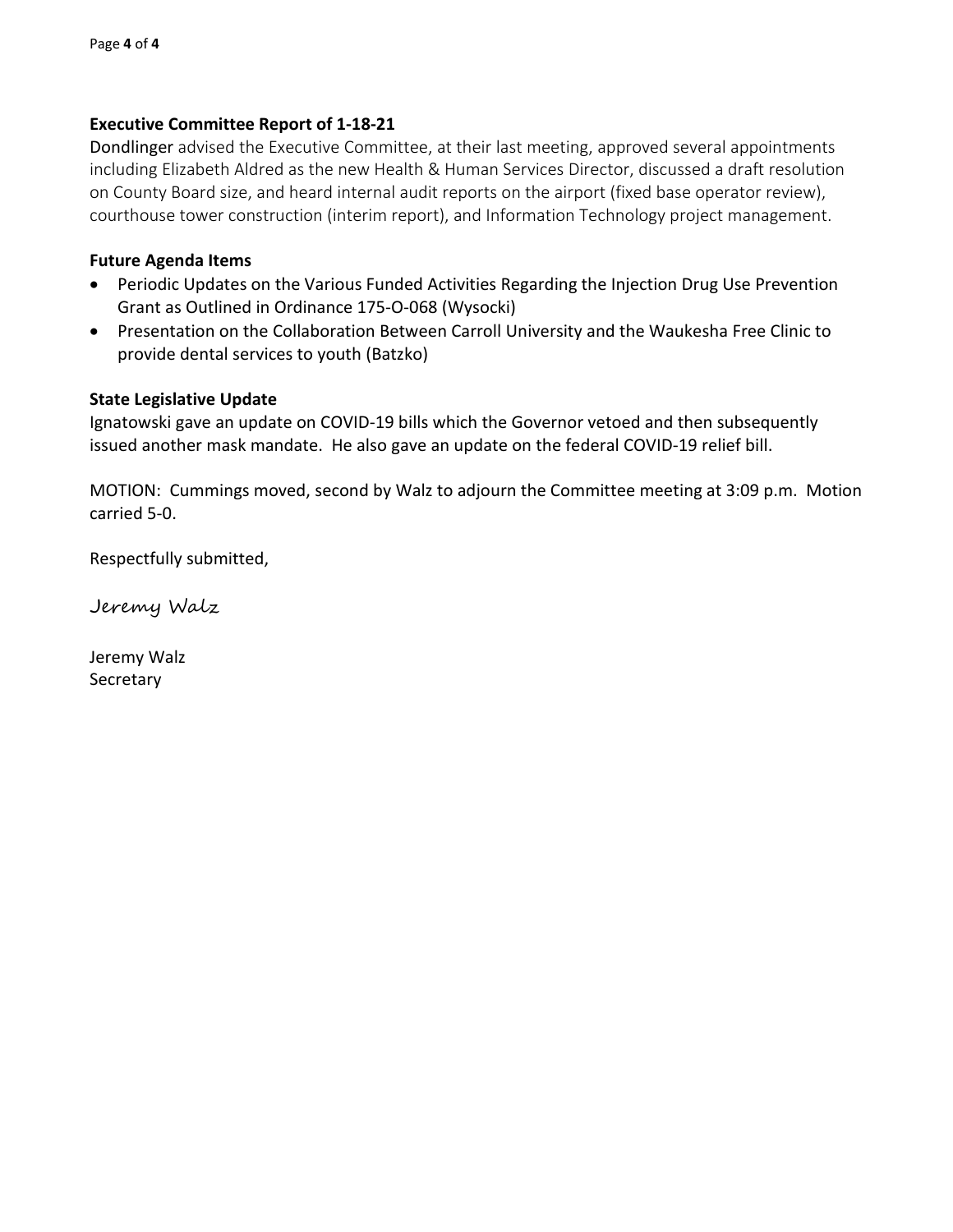**Executive Committee Report of 1-18-21**

Dondlinger advised the Executive Committee, at their last meeting, approved several appointments including Elizabeth Aldred as the new Health & Human Services Director, discussed a draft resolution on County Board size, and heard internal audit reports on the airport (fixed base operator review), courthouse tower construction (interim report), and Information Technology project management.

**Future Agenda Items**

- Periodic Updates on the Various Funded Activities Regarding the Injection Drug Use Prevention Grant as Outlined in Ordinance 175-O-068 (Wysocki)
- Presentation on the Collaboration Between Carroll University and the Waukesha Free Clinic to provide dental services to youth (Batzko)

**State Legislative Update**

Ignatowski gave an update on COVID-19 bills which the Governor vetoed and then subsequently issued another mask mandate. He also gave an update on the federal COVID-19 relief bill.

MOTION: Cummings moved, second by Walz to adjourn the Committee meeting at 3:09 p.m. Motion carried 5-0.

Respectfully submitted,

Jeremy Walz

Jeremy Walz
Secretary